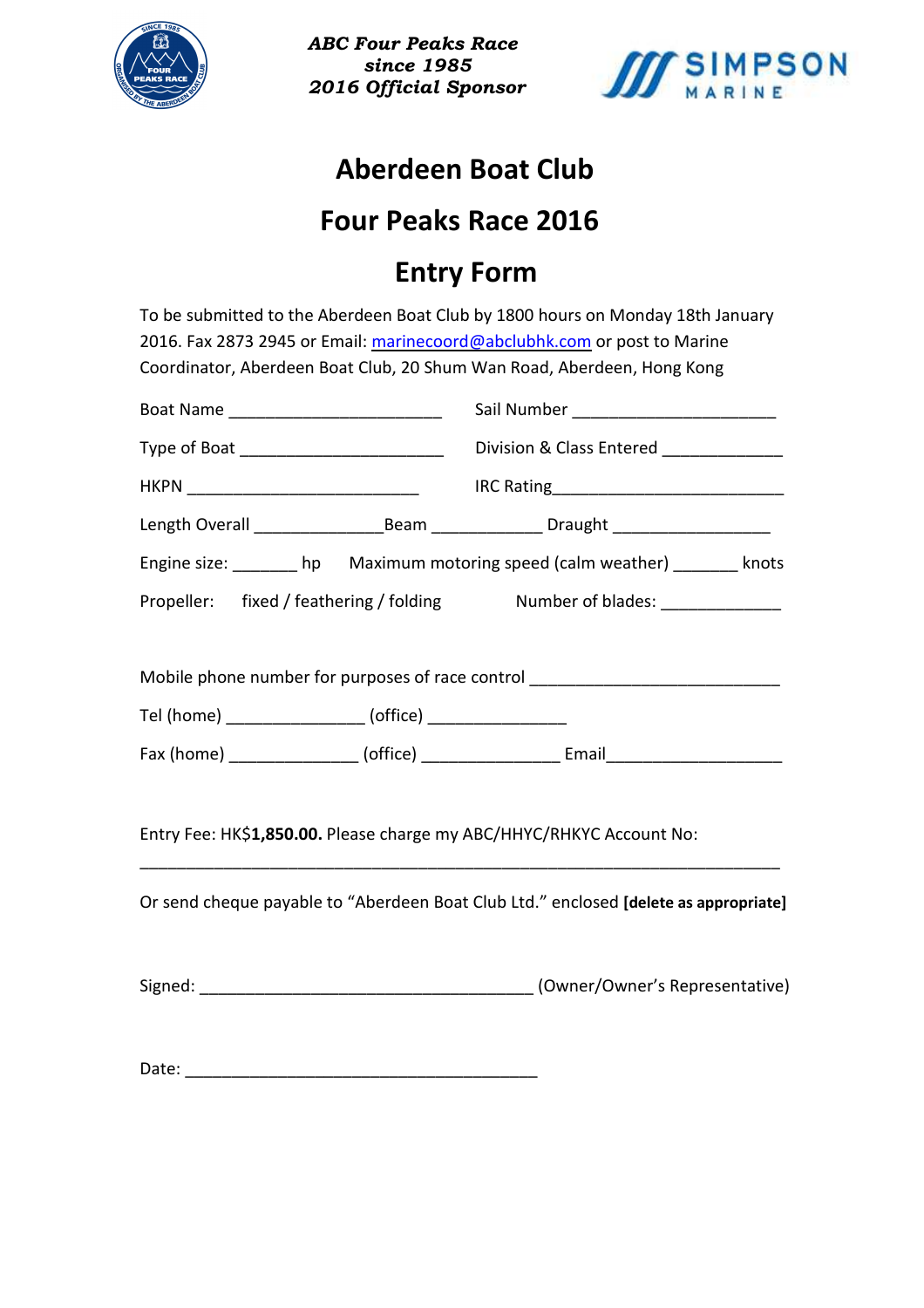*ABC Four Peaks Race*
*since 1985*
*2016 Official Sponsor*

SIMPSON MARINE

# Aberdeen Boat Club

# Four Peaks Race 2016

# Entry Form

To be submitted to the Aberdeen Boat Club by 1800 hours on Monday 18th January 2016. Fax 2873 2945 or Email: marinecoord@abclubhk.com or post to Marine Coordinator, Aberdeen Boat Club, 20 Shum Wan Road, Aberdeen, Hong Kong

Boat Name _______________________ Sail Number ______________________

Type of Boat ______________________ Division & Class Entered _____________

HKPN _________________________ IRC Rating_________________________

Length Overall ______________Beam ____________ Draught _________________

Engine size: _______ hp Maximum motoring speed (calm weather) _______ knots

Propeller: fixed / feathering / folding Number of blades: _____________

Mobile phone number for purposes of race control ___________________________

Tel (home) _______________ (office) _______________

Fax (home) ______________ (office) _______________ Email___________________

Entry Fee: HK$**1,850.00.** Please charge my ABC/HHYC/RHKYC Account No:

______________________________________________________________________

Or send cheque payable to "Aberdeen Boat Club Ltd." enclosed **[delete as appropriate]**

Signed: ____________________________________ (Owner/Owner's Representative)

Date: ______________________________________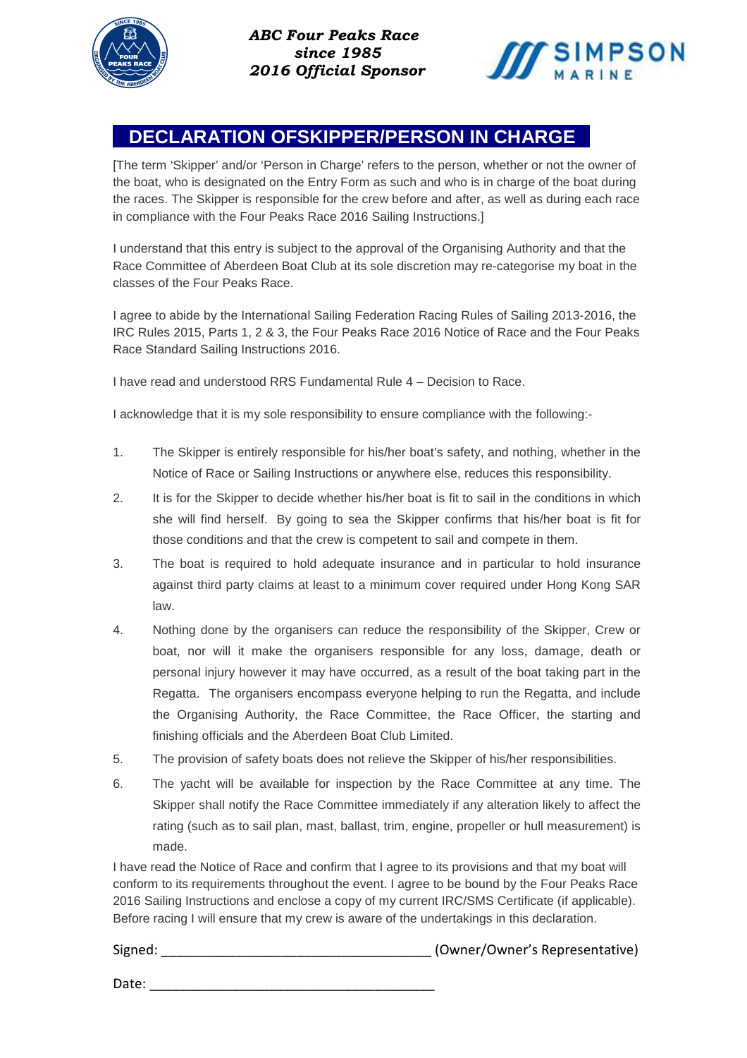**ABC Four Peaks Race**
**since 1985**
**2016 Official Sponsor**

# DECLARATION OFSKIPPER/PERSON IN CHARGE

[The term 'Skipper' and/or 'Person in Charge' refers to the person, whether or not the owner of the boat, who is designated on the Entry Form as such and who is in charge of the boat during the races. The Skipper is responsible for the crew before and after, as well as during each race in compliance with the Four Peaks Race 2016 Sailing Instructions.]

I understand that this entry is subject to the approval of the Organising Authority and that the Race Committee of Aberdeen Boat Club at its sole discretion may re-categorise my boat in the classes of the Four Peaks Race.

I agree to abide by the International Sailing Federation Racing Rules of Sailing 2013-2016, the IRC Rules 2015, Parts 1, 2 & 3, the Four Peaks Race 2016 Notice of Race and the Four Peaks Race Standard Sailing Instructions 2016.

I have read and understood RRS Fundamental Rule 4 – Decision to Race.

I acknowledge that it is my sole responsibility to ensure compliance with the following:-

1. The Skipper is entirely responsible for his/her boat's safety, and nothing, whether in the Notice of Race or Sailing Instructions or anywhere else, reduces this responsibility.
2. It is for the Skipper to decide whether his/her boat is fit to sail in the conditions in which she will find herself. By going to sea the Skipper confirms that his/her boat is fit for those conditions and that the crew is competent to sail and compete in them.
3. The boat is required to hold adequate insurance and in particular to hold insurance against third party claims at least to a minimum cover required under Hong Kong SAR law.
4. Nothing done by the organisers can reduce the responsibility of the Skipper, Crew or boat, nor will it make the organisers responsible for any loss, damage, death or personal injury however it may have occurred, as a result of the boat taking part in the Regatta. The organisers encompass everyone helping to run the Regatta, and include the Organising Authority, the Race Committee, the Race Officer, the starting and finishing officials and the Aberdeen Boat Club Limited.
5. The provision of safety boats does not relieve the Skipper of his/her responsibilities.
6. The yacht will be available for inspection by the Race Committee at any time. The Skipper shall notify the Race Committee immediately if any alteration likely to affect the rating (such as to sail plan, mast, ballast, trim, engine, propeller or hull measurement) is made.

I have read the Notice of Race and confirm that I agree to its provisions and that my boat will conform to its requirements throughout the event. I agree to be bound by the Four Peaks Race 2016 Sailing Instructions and enclose a copy of my current IRC/SMS Certificate (if applicable). Before racing I will ensure that my crew is aware of the undertakings in this declaration.

Signed: ____________________________________ (Owner/Owner's Representative)

Date: ______________________________________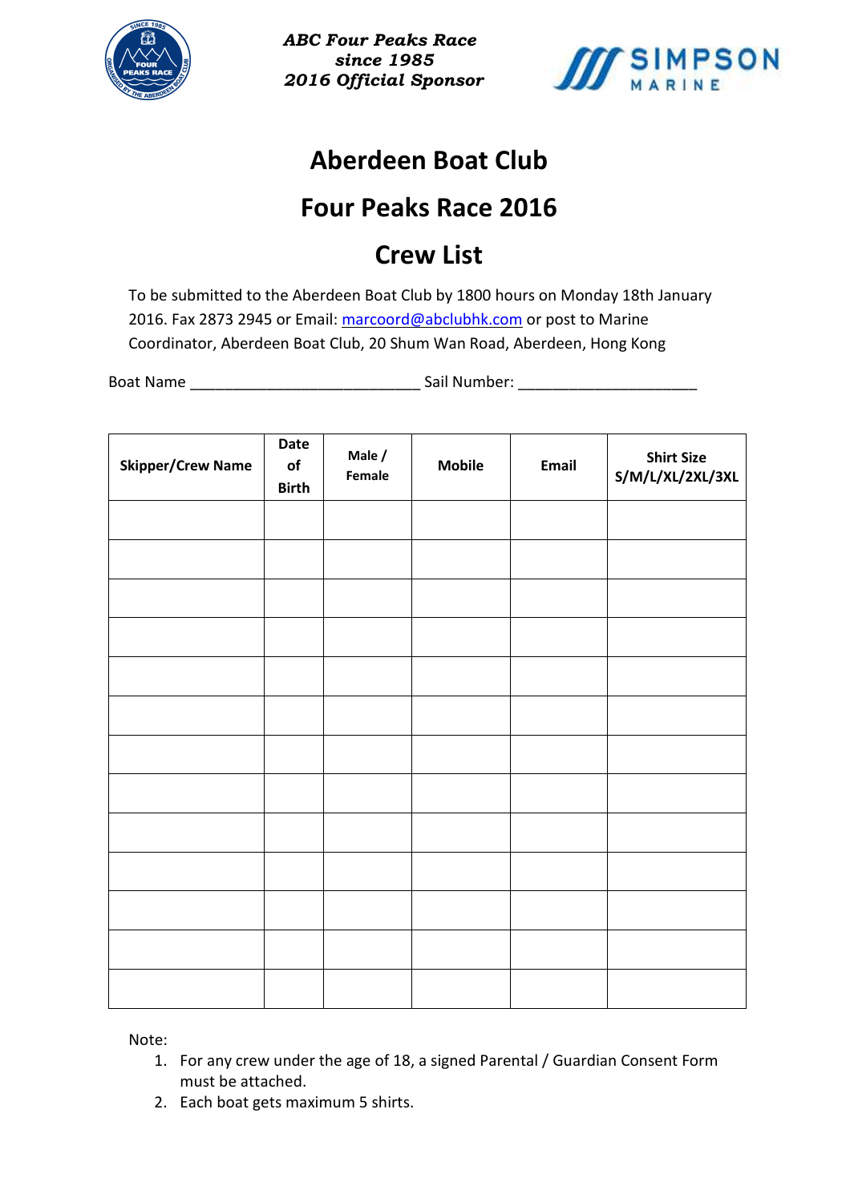*ABC Four Peaks Race*
*since 1985*
*2016 Official Sponsor*

# Aberdeen Boat Club

# Four Peaks Race 2016

# Crew List

To be submitted to the Aberdeen Boat Club by 1800 hours on Monday 18th January 2016. Fax 2873 2945 or Email: marcoord@abclubhk.com or post to Marine Coordinator, Aberdeen Boat Club, 20 Shum Wan Road, Aberdeen, Hong Kong

Boat Name ___________________________ Sail Number: _____________________

| Skipper/Crew Name | Date of Birth | Male / Female | Mobile | Email | Shirt Size S/M/L/XL/2XL/3XL |
|---|---|---|---|---|---|
| | | | | | |
| | | | | | |
| | | | | | |
| | | | | | |
| | | | | | |
| | | | | | |
| | | | | | |
| | | | | | |
| | | | | | |
| | | | | | |
| | | | | | |
| | | | | | |
| | | | | | |

Note:

1. For any crew under the age of 18, a signed Parental / Guardian Consent Form must be attached.
2. Each boat gets maximum 5 shirts.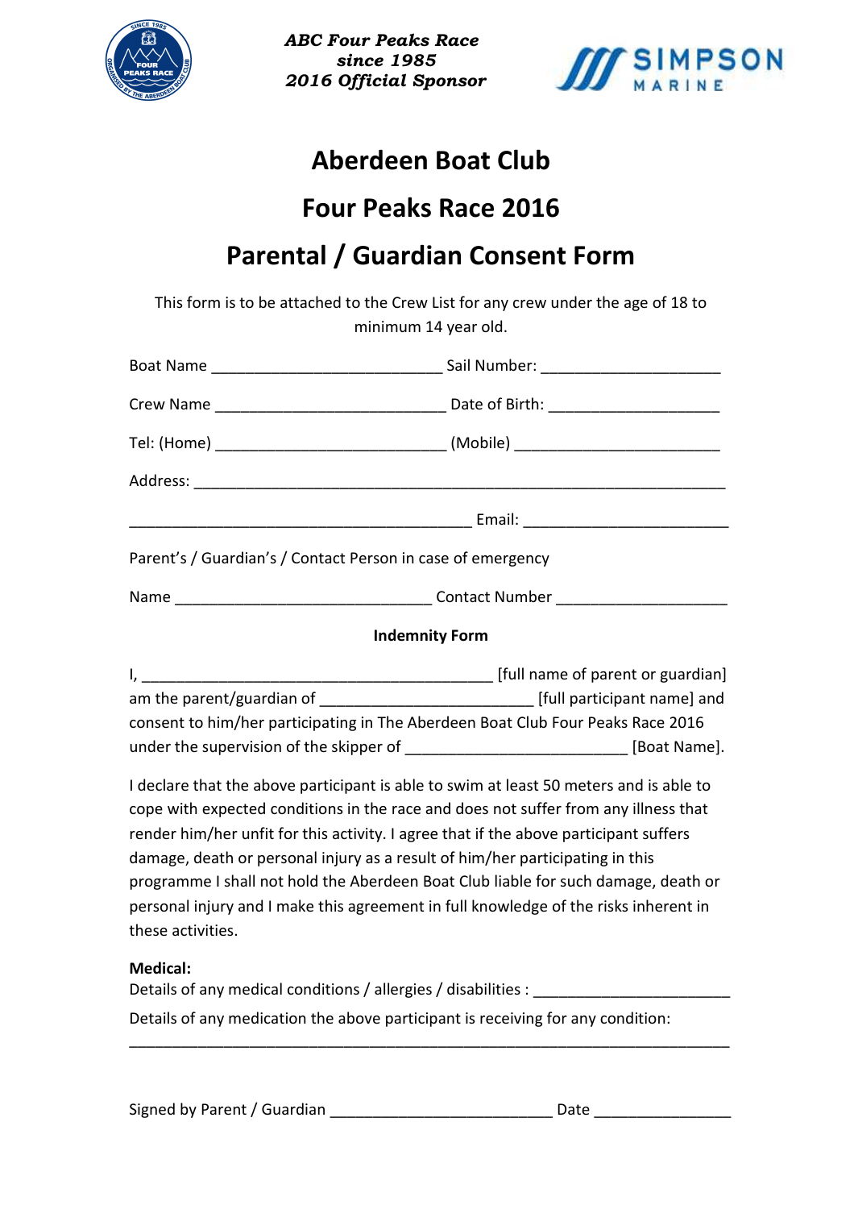*ABC Four Peaks Race*
*since 1985*
*2016 Official Sponsor*

# Aberdeen Boat Club

# Four Peaks Race 2016

# Parental / Guardian Consent Form

This form is to be attached to the Crew List for any crew under the age of 18 to minimum 14 year old.

Boat Name ___________________________ Sail Number: _____________________

Crew Name ___________________________ Date of Birth: ____________________

Tel: (Home) ___________________________ (Mobile) ________________________

Address: _______________________________________________________________

________________________________________ Email: ________________________

Parent's / Guardian's / Contact Person in case of emergency

Name ______________________________ Contact Number ___________________

**Indemnity Form**

I, _________________________________________ [full name of parent or guardian] am the parent/guardian of _________________________ [full participant name] and consent to him/her participating in The Aberdeen Boat Club Four Peaks Race 2016 under the supervision of the skipper of __________________________ [Boat Name].

I declare that the above participant is able to swim at least 50 meters and is able to cope with expected conditions in the race and does not suffer from any illness that render him/her unfit for this activity. I agree that if the above participant suffers damage, death or personal injury as a result of him/her participating in this programme I shall not hold the Aberdeen Boat Club liable for such damage, death or personal injury and I make this agreement in full knowledge of the risks inherent in these activities.

**Medical:**
Details of any medical conditions / allergies / disabilities : _______________________

Details of any medication the above participant is receiving for any condition:
_______________________________________________________________________

Signed by Parent / Guardian __________________________ Date ________________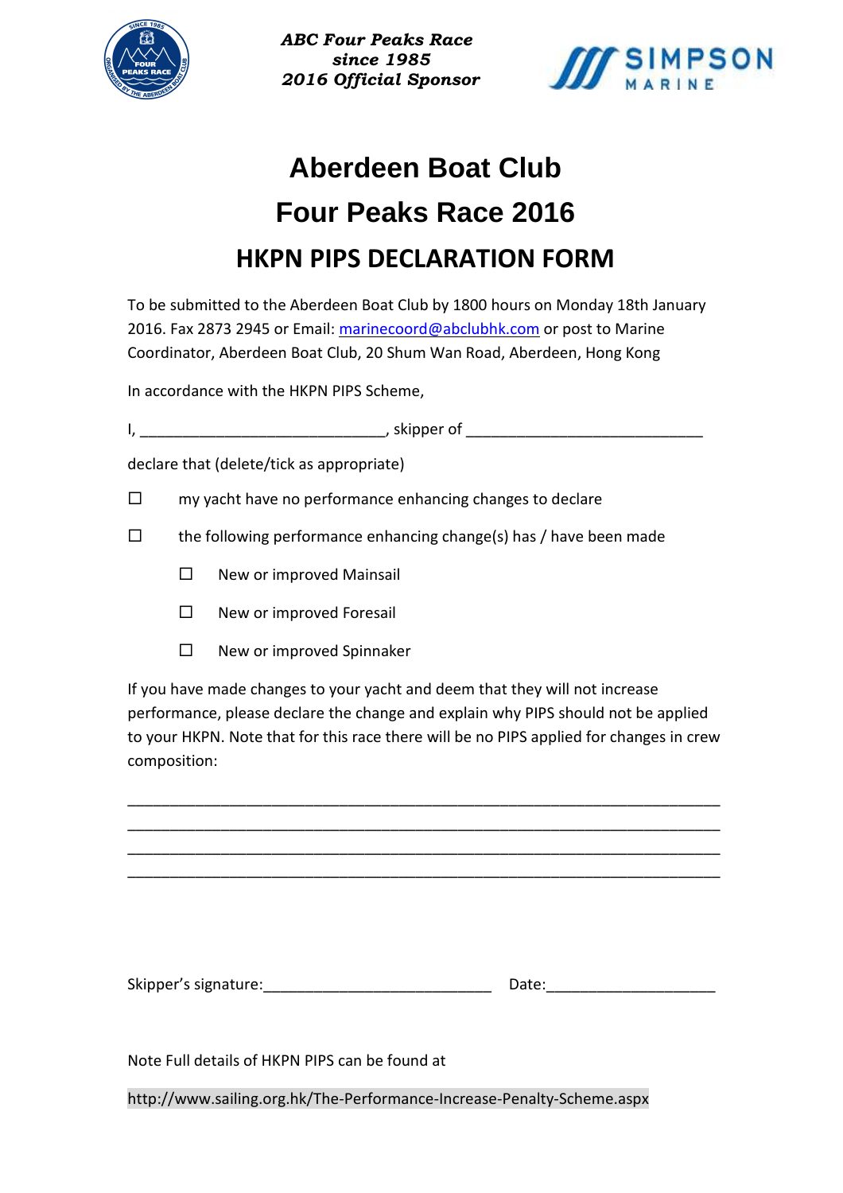*ABC Four Peaks Race*
*since 1985*
*2016 Official Sponsor*

SIMPSON MARINE

# Aberdeen Boat Club

# Four Peaks Race 2016

## HKPN PIPS DECLARATION FORM

To be submitted to the Aberdeen Boat Club by 1800 hours on Monday 18th January 2016. Fax 2873 2945 or Email: marinecoord@abclubhk.com or post to Marine Coordinator, Aberdeen Boat Club, 20 Shum Wan Road, Aberdeen, Hong Kong

In accordance with the HKPN PIPS Scheme,

I, ______________________________, skipper of ______________________________

declare that (delete/tick as appropriate)

☐ my yacht have no performance enhancing changes to declare

☐ the following performance enhancing change(s) has / have been made

- ☐ New or improved Mainsail
- ☐ New or improved Foresail
- ☐ New or improved Spinnaker

If you have made changes to your yacht and deem that they will not increase performance, please declare the change and explain why PIPS should not be applied to your HKPN. Note that for this race there will be no PIPS applied for changes in crew composition:

___________________________________________________________________________
___________________________________________________________________________
___________________________________________________________________________
___________________________________________________________________________

Skipper's signature:____________________________ Date:____________________

Note Full details of HKPN PIPS can be found at

http://www.sailing.org.hk/The-Performance-Increase-Penalty-Scheme.aspx